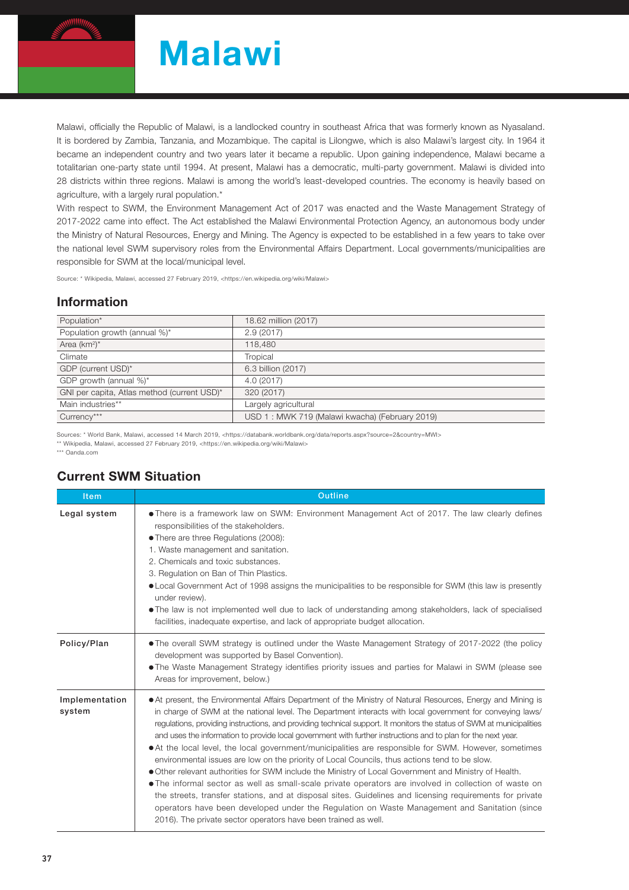# Malawi

Malawi, officially the Republic of Malawi, is a landlocked country in southeast Africa that was formerly known as Nyasaland. It is bordered by Zambia, Tanzania, and Mozambique. The capital is Lilongwe, which is also Malawi's largest city. In 1964 it became an independent country and two years later it became a republic. Upon gaining independence, Malawi became a totalitarian one-party state until 1994. At present, Malawi has a democratic, multi-party government. Malawi is divided into 28 districts within three regions. Malawi is among the world's least-developed countries. The economy is heavily based on agriculture, with a largely rural population.*

With respect to SWM, the Environment Management Act of 2017 was enacted and the Waste Management Strategy of 2017-2022 came into effect. The Act established the Malawi Environmental Protection Agency, an autonomous body under the Ministry of Natural Resources, Energy and Mining. The Agency is expected to be established in a few years to take over the national level SWM supervisory roles from the Environmental Affairs Department. Local governments/municipalities are responsible for SWM at the local/municipal level.

Source: * Wikipedia, Malawi, accessed 27 February 2019, <https://en.wikipedia.org/wiki/Malawi>

## Information

| | |
|---|---|
| Population* | 18.62 million (2017) |
| Population growth (annual %)* | 2.9 (2017) |
| Area (km²)* | 118,480 |
| Climate | Tropical |
| GDP (current USD)* | 6.3 billion (2017) |
| GDP growth (annual %)* | 4.0 (2017) |
| GNI per capita, Atlas method (current USD)* | 320 (2017) |
| Main industries** | Largely agricultural |
| Currency*** | USD 1 : MWK 719 (Malawi kwacha) (February 2019) |

Sources: * World Bank, Malawi, accessed 14 March 2019, <https://databank.worldbank.org/data/reports.aspx?source=2&country=MWI>
** Wikipedia, Malawi, accessed 27 February 2019, <https://en.wikipedia.org/wiki/Malawi>
*** Oanda.com

## Current SWM Situation

| Item | Outline |
|---|---|
| **Legal system** | ● There is a framework law on SWM: Environment Management Act of 2017. The law clearly defines responsibilities of the stakeholders.<br>● There are three Regulations (2008):<br>1. Waste management and sanitation.<br>2. Chemicals and toxic substances.<br>3. Regulation on Ban of Thin Plastics.<br>● Local Government Act of 1998 assigns the municipalities to be responsible for SWM (this law is presently under review).<br>● The law is not implemented well due to lack of understanding among stakeholders, lack of specialised facilities, inadequate expertise, and lack of appropriate budget allocation. |
| **Policy/Plan** | ● The overall SWM strategy is outlined under the Waste Management Strategy of 2017-2022 (the policy development was supported by Basel Convention).<br>● The Waste Management Strategy identifies priority issues and parties for Malawi in SWM (please see Areas for improvement, below.) |
| **Implementation system** | ● At present, the Environmental Affairs Department of the Ministry of Natural Resources, Energy and Mining is in charge of SWM at the national level. The Department interacts with local government for conveying laws/regulations, providing instructions, and providing technical support. It monitors the status of SWM at municipalities and uses the information to provide local government with further instructions and to plan for the next year.<br>● At the local level, the local government/municipalities are responsible for SWM. However, sometimes environmental issues are low on the priority of Local Councils, thus actions tend to be slow.<br>● Other relevant authorities for SWM include the Ministry of Local Government and Ministry of Health.<br>● The informal sector as well as small-scale private operators are involved in collection of waste on the streets, transfer stations, and at disposal sites. Guidelines and licensing requirements for private operators have been developed under the Regulation on Waste Management and Sanitation (since 2016). The private sector operators have been trained as well. |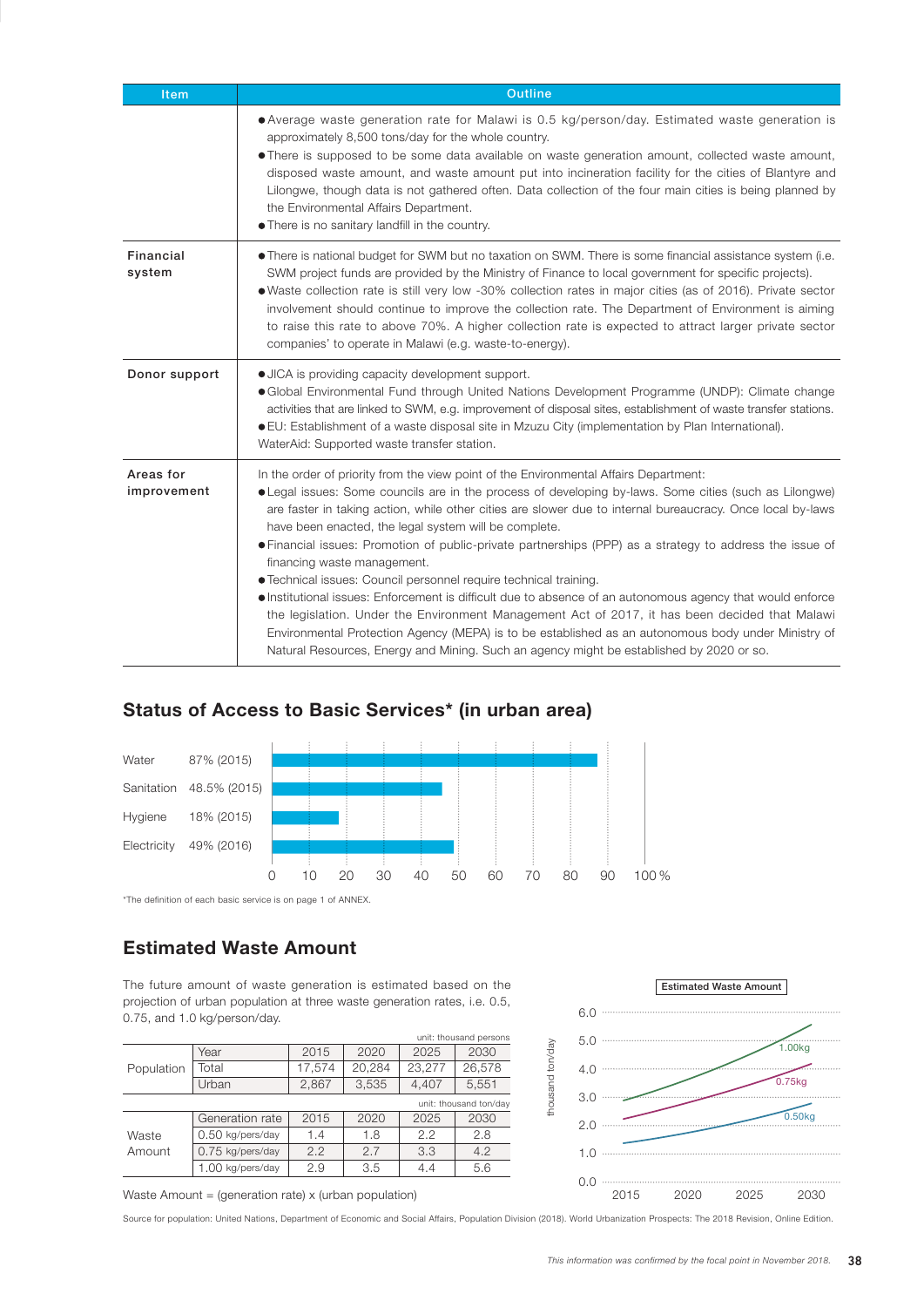| Item | Outline |
|---|---|
| | ● Average waste generation rate for Malawi is 0.5 kg/person/day. Estimated waste generation is approximately 8,500 tons/day for the whole country.<br>● There is supposed to be some data available on waste generation amount, collected waste amount, disposed waste amount, and waste amount put into incineration facility for the cities of Blantyre and Lilongwe, though data is not gathered often. Data collection of the four main cities is being planned by the Environmental Affairs Department.<br>● There is no sanitary landfill in the country. |
| Financial system | ● There is national budget for SWM but no taxation on SWM. There is some financial assistance system (i.e. SWM project funds are provided by the Ministry of Finance to local government for specific projects).<br>● Waste collection rate is still very low -30% collection rates in major cities (as of 2016). Private sector involvement should continue to improve the collection rate. The Department of Environment is aiming to raise this rate to above 70%. A higher collection rate is expected to attract larger private sector companies' to operate in Malawi (e.g. waste-to-energy). |
| Donor support | ● JICA is providing capacity development support.<br>● Global Environmental Fund through United Nations Development Programme (UNDP): Climate change activities that are linked to SWM, e.g. improvement of disposal sites, establishment of waste transfer stations.<br>● EU: Establishment of a waste disposal site in Mzuzu City (implementation by Plan International).<br>WaterAid: Supported waste transfer station. |
| Areas for improvement | In the order of priority from the view point of the Environmental Affairs Department:<br>● Legal issues: Some councils are in the process of developing by-laws. Some cities (such as Lilongwe) are faster in taking action, while other cities are slower due to internal bureaucracy. Once local by-laws have been enacted, the legal system will be complete.<br>● Financial issues: Promotion of public-private partnerships (PPP) as a strategy to address the issue of financing waste management.<br>● Technical issues: Council personnel require technical training.<br>● Institutional issues: Enforcement is difficult due to absence of an autonomous agency that would enforce the legislation. Under the Environment Management Act of 2017, it has been decided that Malawi Environmental Protection Agency (MEPA) is to be established as an autonomous body under Ministry of Natural Resources, Energy and Mining. Such an agency might be established by 2020 or so. |

## Status of Access to Basic Services* (in urban area)

Water 87% (2015)
Sanitation 48.5% (2015)
Hygiene 18% (2015)
Electricity 49% (2016)

0 10 20 30 40 50 60 70 80 90 100 %

*The definition of each basic service is on page 1 of ANNEX.

## Estimated Waste Amount

The future amount of waste generation is estimated based on the projection of urban population at three waste generation rates, i.e. 0.5, 0.75, and 1.0 kg/person/day.

unit: thousand persons

| | Year | 2015 | 2020 | 2025 | 2030 |
|---|---|---|---|---|---|
| Population | Total | 17,574 | 20,284 | 23,277 | 26,578 |
| | Urban | 2,867 | 3,535 | 4,407 | 5,551 |

unit: thousand ton/day

| | Generation rate | 2015 | 2020 | 2025 | 2030 |
|---|---|---|---|---|---|
| Waste Amount | 0.50 kg/pers/day | 1.4 | 1.8 | 2.2 | 2.8 |
| | 0.75 kg/pers/day | 2.2 | 2.7 | 3.3 | 4.2 |
| | 1.00 kg/pers/day | 2.9 | 3.5 | 4.4 | 5.6 |

Waste Amount = (generation rate) x (urban population)

Estimated Waste Amount
thousand ton/day
6.0
5.0
4.0
3.0
2.0
1.0
0.0
2015 2020 2025 2030
1.00kg
0.75kg
0.50kg

Source for population: United Nations, Department of Economic and Social Affairs, Population Division (2018). World Urbanization Prospects: The 2018 Revision, Online Edition.

*This information was confirmed by the focal point in November 2018.*